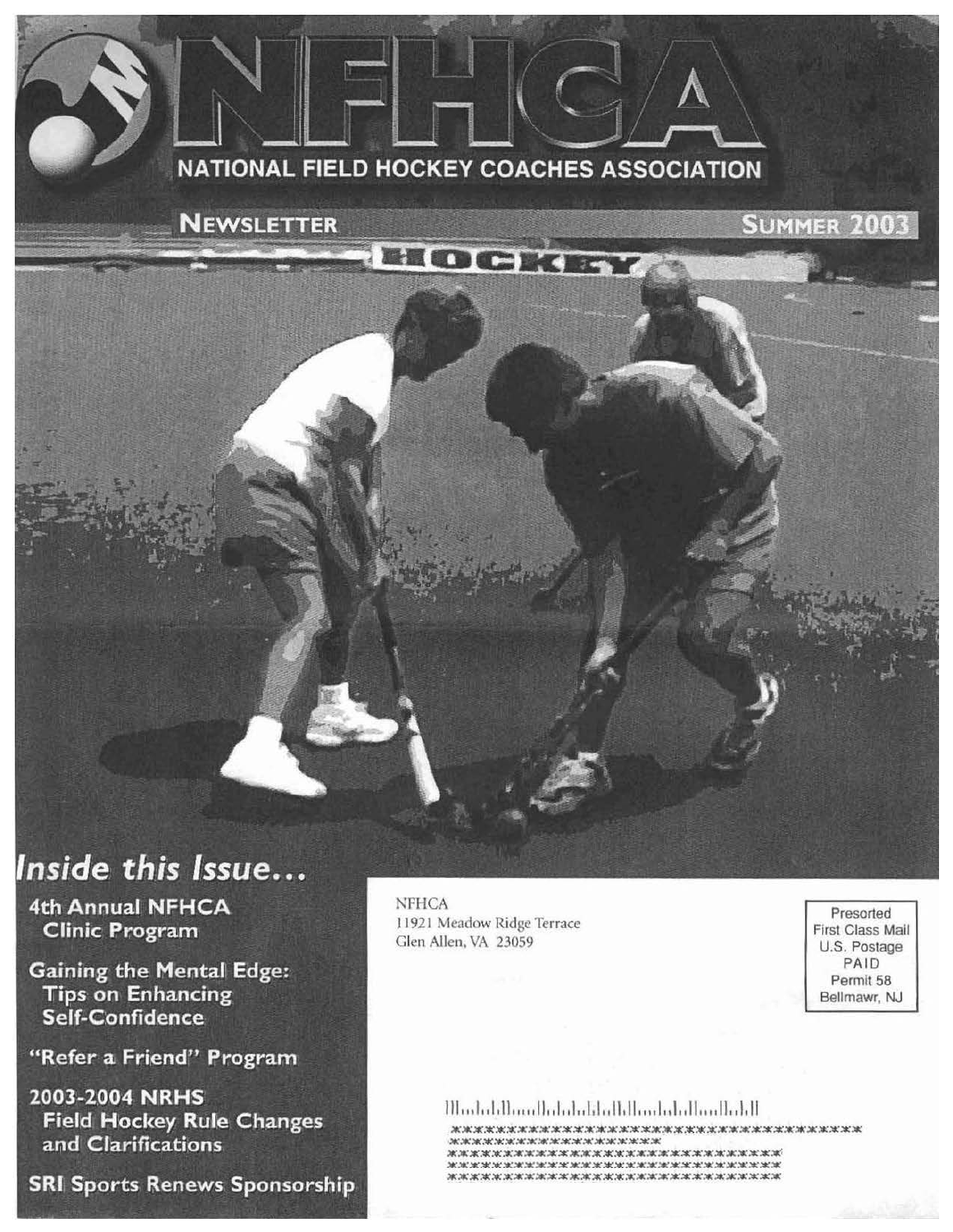# NFHCA

## NATIONAL FIELD HOCKEY COACHES ASSOCIATION

**NEWSLETTER** **SUMMER 2003**

## *Inside this Issue...*

**4th Annual NFHCA Clinic Program**

**Gaining the Mental Edge: Tips on Enhancing Self-Confidence**

**"Refer a Friend" Program**

**2003-2004 NRHS Field Hockey Rule Changes and Clarifications**

**SRI Sports Renews Sponsorship**

NFHCA
11921 Meadow Ridge Terrace
Glen Allen, VA 23059

Presorted
First Class Mail
U.S. Postage
PAID
Permit 58
Bellmawr, NJ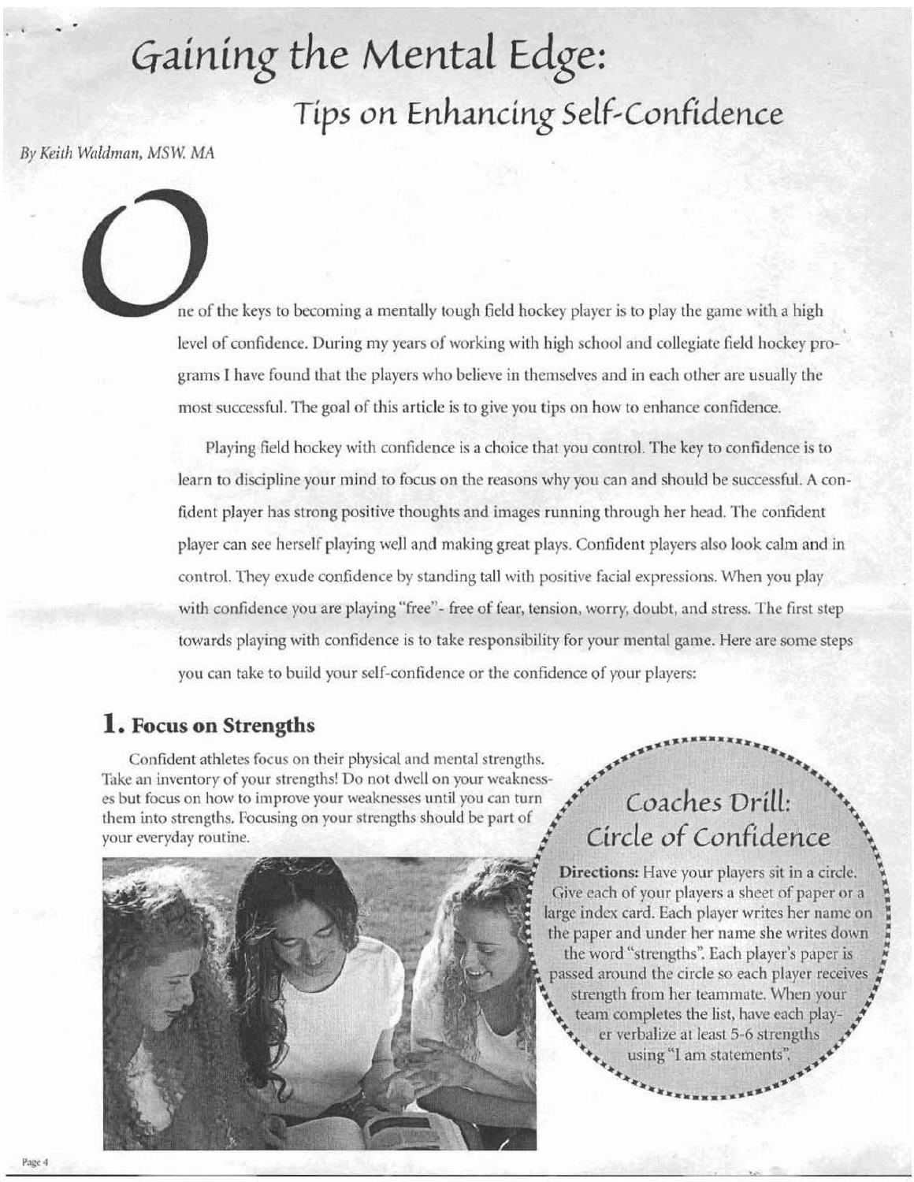# Gaining the Mental Edge:

## Tips on Enhancing Self-Confidence

*By Keith Waldman, MSW, MA*

One of the keys to becoming a mentally tough field hockey player is to play the game with a high level of confidence. During my years of working with high school and collegiate field hockey programs I have found that the players who believe in themselves and in each other are usually the most successful. The goal of this article is to give you tips on how to enhance confidence.

Playing field hockey with confidence is a choice that you control. The key to confidence is to learn to discipline your mind to focus on the reasons why you can and should be successful. A confident player has strong positive thoughts and images running through her head. The confident player can see herself playing well and making great plays. Confident players also look calm and in control. They exude confidence by standing tall with positive facial expressions. When you play with confidence you are playing "free"- free of fear, tension, worry, doubt, and stress. The first step towards playing with confidence is to take responsibility for your mental game. Here are some steps you can take to build your self-confidence or the confidence of your players:

### 1. Focus on Strengths

Confident athletes focus on their physical and mental strengths. Take an inventory of your strengths! Do not dwell on your weaknesses but focus on how to improve your weaknesses until you can turn them into strengths. Focusing on your strengths should be part of your everyday routine.

### Coaches Drill: Circle of Confidence

**Directions:** Have your players sit in a circle. Give each of your players a sheet of paper or a large index card. Each player writes her name on the paper and under her name she writes down the word "strengths". Each player's paper is passed around the circle so each player receives strength from her teammate. When your team completes the list, have each player verbalize at least 5-6 strengths using "I am statements".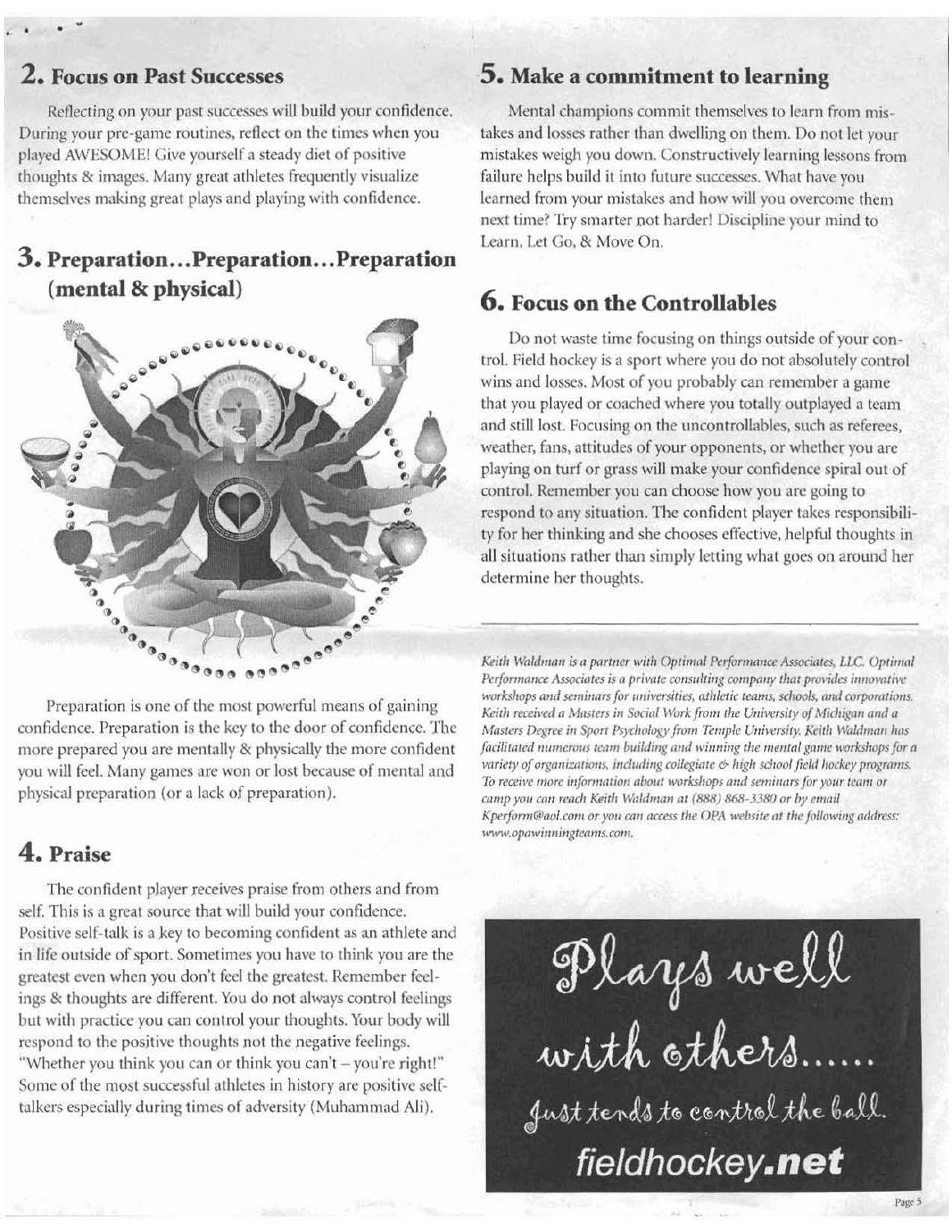## 2. Focus on Past Successes

Reflecting on your past successes will build your confidence. During your pre-game routines, reflect on the times when you played AWESOME! Give yourself a steady diet of positive thoughts & images. Many great athletes frequently visualize themselves making great plays and playing with confidence.

## 3. Preparation...Preparation...Preparation (mental & physical)

Preparation is one of the most powerful means of gaining confidence. Preparation is the key to the door of confidence. The more prepared you are mentally & physically the more confident you will feel. Many games are won or lost because of mental and physical preparation (or a lack of preparation).

## 4. Praise

The confident player receives praise from others and from self. This is a great source that will build your confidence. Positive self-talk is a key to becoming confident as an athlete and in life outside of sport. Sometimes you have to think you are the greatest even when you don't feel the greatest. Remember feelings & thoughts are different. You do not always control feelings but with practice you can control your thoughts. Your body will respond to the positive thoughts not the negative feelings. "Whether you think you can or think you can't – you're right!" Some of the most successful athletes in history are positive self-talkers especially during times of adversity (Muhammad Ali).

## 5. Make a commitment to learning

Mental champions commit themselves to learn from mistakes and losses rather than dwelling on them. Do not let your mistakes weigh you down. Constructively learning lessons from failure helps build it into future successes. What have you learned from your mistakes and how will you overcome them next time? Try smarter not harder! Discipline your mind to Learn, Let Go, & Move On.

## 6. Focus on the Controllables

Do not waste time focusing on things outside of your control. Field hockey is a sport where you do not absolutely control wins and losses. Most of you probably can remember a game that you played or coached where you totally outplayed a team and still lost. Focusing on the uncontrollables, such as referees, weather, fans, attitudes of your opponents, or whether you are playing on turf or grass will make your confidence spiral out of control. Remember you can choose how you are going to respond to any situation. The confident player takes responsibility for her thinking and she chooses effective, helpful thoughts in all situations rather than simply letting what goes on around her determine her thoughts.

---

*Keith Waldman is a partner with Optimal Performance Associates, LLC. Optimal Performance Associates is a private consulting company that provides innovative workshops and seminars for universities, athletic teams, schools, and corporations. Keith received a Masters in Social Work from the University of Michigan and a Masters Degree in Sport Psychology from Temple University. Keith Waldman has facilitated numerous team building and winning the mental game workshops for a variety of organizations, including collegiate & high school field hockey programs. To receive more information about workshops and seminars for your team or camp you can reach Keith Waldman at (888) 868-3380 or by email Kperform@aol.com or you can access the OPA website at the following address: www.opawinningteams.com.*

Plays well with others......

just tends to control the ball.

**fieldhockey.net**